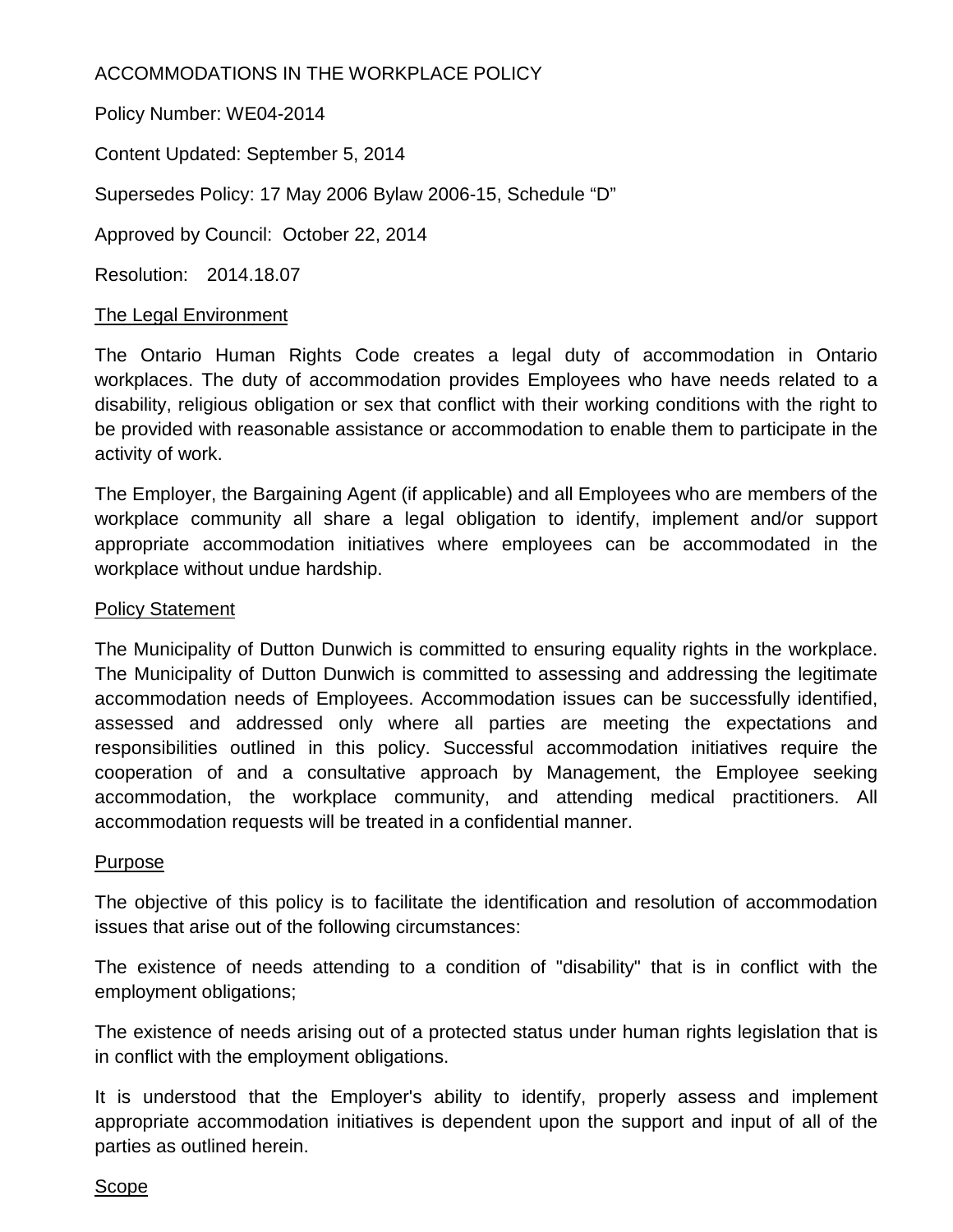# ACCOMMODATIONS IN THE WORKPLACE POLICY

Policy Number: WE04-2014

Content Updated: September 5, 2014

Supersedes Policy: 17 May 2006 Bylaw 2006-15, Schedule “D”

Approved by Council: October 22, 2014

Resolution: 2014.18.07

## The Legal Environment

The Ontario Human Rights Code creates a legal duty of accommodation in Ontario workplaces. The duty of accommodation provides Employees who have needs related to a disability, religious obligation or sex that conflict with their working conditions with the right to be provided with reasonable assistance or accommodation to enable them to participate in the activity of work.

The Employer, the Bargaining Agent (if applicable) and all Employees who are members of the workplace community all share a legal obligation to identify, implement and/or support appropriate accommodation initiatives where employees can be accommodated in the workplace without undue hardship.

## Policy Statement

The Municipality of Dutton Dunwich is committed to ensuring equality rights in the workplace. The Municipality of Dutton Dunwich is committed to assessing and addressing the legitimate accommodation needs of Employees. Accommodation issues can be successfully identified, assessed and addressed only where all parties are meeting the expectations and responsibilities outlined in this policy. Successful accommodation initiatives require the cooperation of and a consultative approach by Management, the Employee seeking accommodation, the workplace community, and attending medical practitioners. All accommodation requests will be treated in a confidential manner.

## Purpose

The objective of this policy is to facilitate the identification and resolution of accommodation issues that arise out of the following circumstances:

The existence of needs attending to a condition of "disability" that is in conflict with the employment obligations;

The existence of needs arising out of a protected status under human rights legislation that is in conflict with the employment obligations.

It is understood that the Employer's ability to identify, properly assess and implement appropriate accommodation initiatives is dependent upon the support and input of all of the parties as outlined herein.

## Scope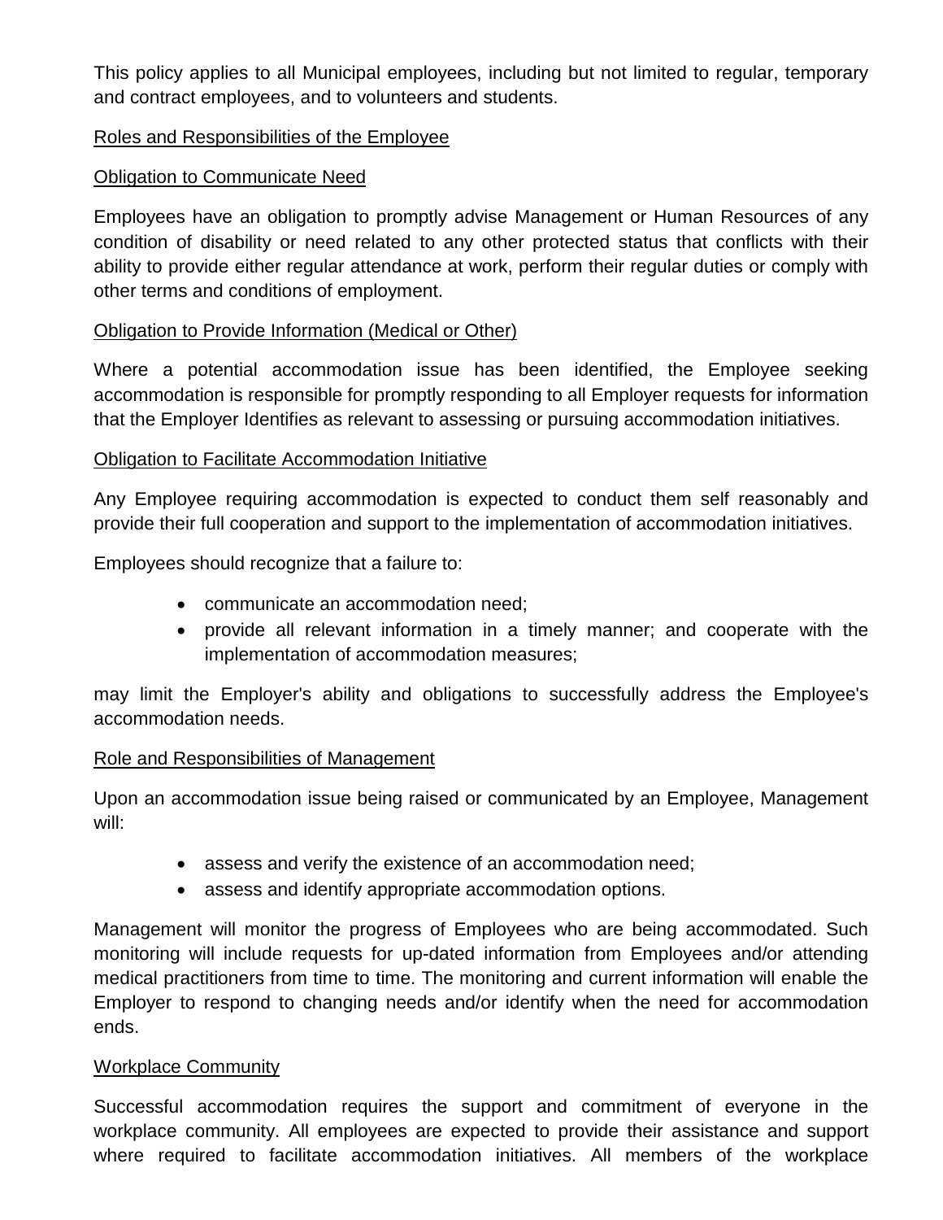This policy applies to all Municipal employees, including but not limited to regular, temporary and contract employees, and to volunteers and students.

<u>Roles and Responsibilities of the Employee</u>

<u>Obligation to Communicate Need</u>

Employees have an obligation to promptly advise Management or Human Resources of any condition of disability or need related to any other protected status that conflicts with their ability to provide either regular attendance at work, perform their regular duties or comply with other terms and conditions of employment.

<u>Obligation to Provide Information (Medical or Other)</u>

Where a potential accommodation issue has been identified, the Employee seeking accommodation is responsible for promptly responding to all Employer requests for information that the Employer Identifies as relevant to assessing or pursuing accommodation initiatives.

<u>Obligation to Facilitate Accommodation Initiative</u>

Any Employee requiring accommodation is expected to conduct them self reasonably and provide their full cooperation and support to the implementation of accommodation initiatives.

Employees should recognize that a failure to:

- communicate an accommodation need;
- provide all relevant information in a timely manner; and cooperate with the implementation of accommodation measures;

may limit the Employer's ability and obligations to successfully address the Employee's accommodation needs.

<u>Role and Responsibilities of Management</u>

Upon an accommodation issue being raised or communicated by an Employee, Management will:

- assess and verify the existence of an accommodation need;
- assess and identify appropriate accommodation options.

Management will monitor the progress of Employees who are being accommodated. Such monitoring will include requests for up-dated information from Employees and/or attending medical practitioners from time to time. The monitoring and current information will enable the Employer to respond to changing needs and/or identify when the need for accommodation ends.

<u>Workplace Community</u>

Successful accommodation requires the support and commitment of everyone in the workplace community. All employees are expected to provide their assistance and support where required to facilitate accommodation initiatives. All members of the workplace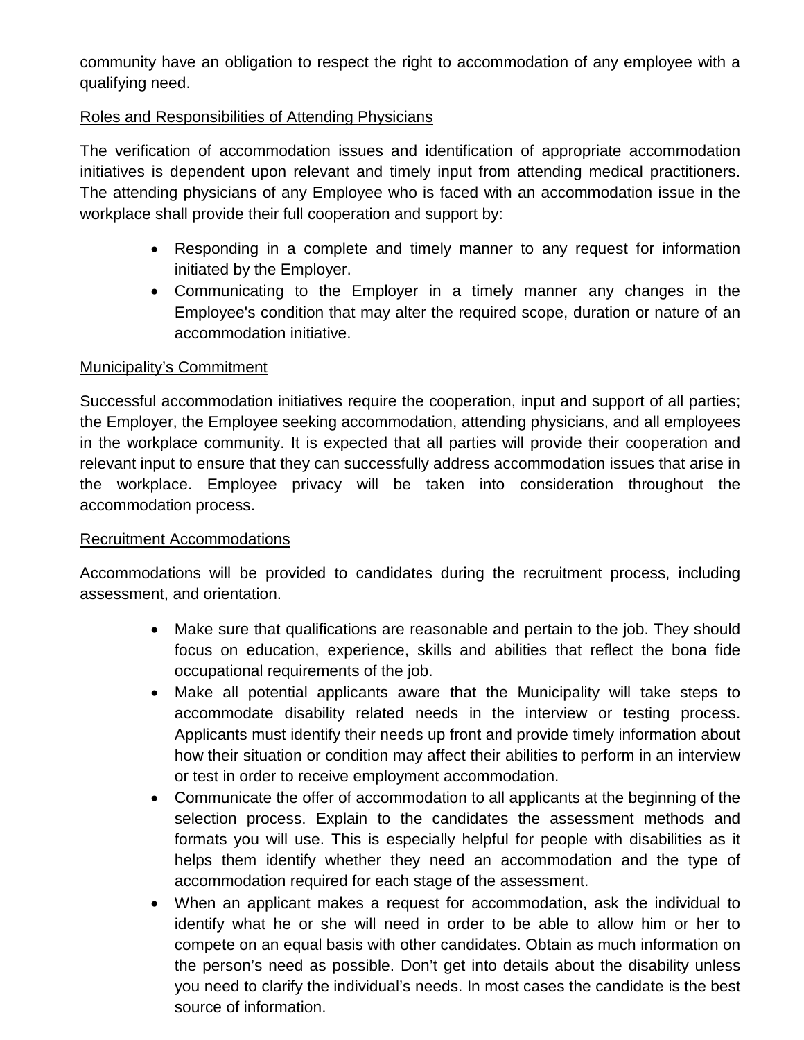community have an obligation to respect the right to accommodation of any employee with a qualifying need.

<u>Roles and Responsibilities of Attending Physicians</u>

The verification of accommodation issues and identification of appropriate accommodation initiatives is dependent upon relevant and timely input from attending medical practitioners. The attending physicians of any Employee who is faced with an accommodation issue in the workplace shall provide their full cooperation and support by:

- Responding in a complete and timely manner to any request for information initiated by the Employer.
- Communicating to the Employer in a timely manner any changes in the Employee's condition that may alter the required scope, duration or nature of an accommodation initiative.

<u>Municipality's Commitment</u>

Successful accommodation initiatives require the cooperation, input and support of all parties; the Employer, the Employee seeking accommodation, attending physicians, and all employees in the workplace community. It is expected that all parties will provide their cooperation and relevant input to ensure that they can successfully address accommodation issues that arise in the workplace. Employee privacy will be taken into consideration throughout the accommodation process.

<u>Recruitment Accommodations</u>

Accommodations will be provided to candidates during the recruitment process, including assessment, and orientation.

- Make sure that qualifications are reasonable and pertain to the job. They should focus on education, experience, skills and abilities that reflect the bona fide occupational requirements of the job.
- Make all potential applicants aware that the Municipality will take steps to accommodate disability related needs in the interview or testing process. Applicants must identify their needs up front and provide timely information about how their situation or condition may affect their abilities to perform in an interview or test in order to receive employment accommodation.
- Communicate the offer of accommodation to all applicants at the beginning of the selection process. Explain to the candidates the assessment methods and formats you will use. This is especially helpful for people with disabilities as it helps them identify whether they need an accommodation and the type of accommodation required for each stage of the assessment.
- When an applicant makes a request for accommodation, ask the individual to identify what he or she will need in order to be able to allow him or her to compete on an equal basis with other candidates. Obtain as much information on the person's need as possible. Don't get into details about the disability unless you need to clarify the individual's needs. In most cases the candidate is the best source of information.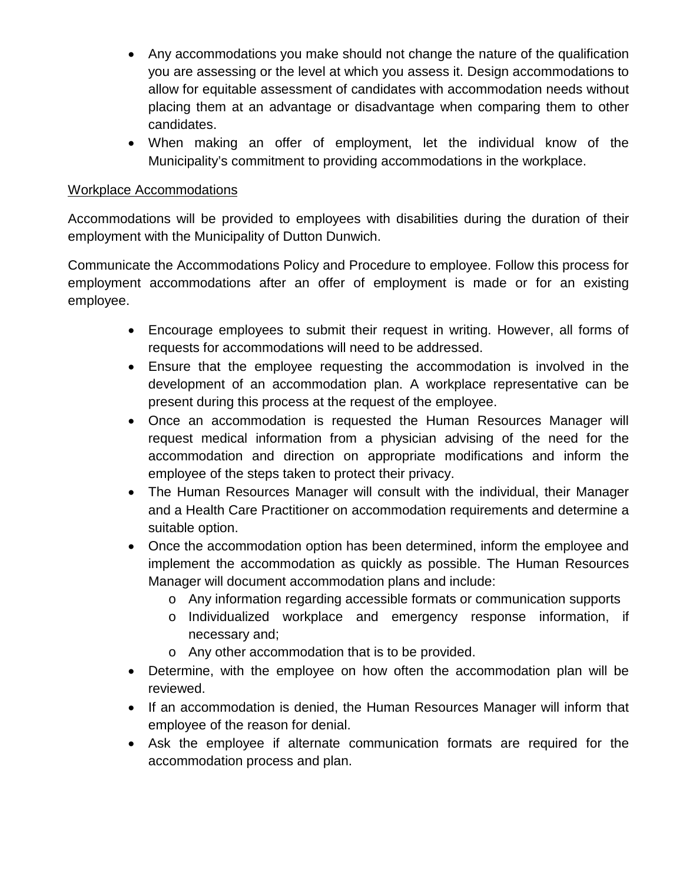- Any accommodations you make should not change the nature of the qualification you are assessing or the level at which you assess it. Design accommodations to allow for equitable assessment of candidates with accommodation needs without placing them at an advantage or disadvantage when comparing them to other candidates.
- When making an offer of employment, let the individual know of the Municipality's commitment to providing accommodations in the workplace.

<u>Workplace Accommodations</u>

Accommodations will be provided to employees with disabilities during the duration of their employment with the Municipality of Dutton Dunwich.

Communicate the Accommodations Policy and Procedure to employee. Follow this process for employment accommodations after an offer of employment is made or for an existing employee.

- Encourage employees to submit their request in writing. However, all forms of requests for accommodations will need to be addressed.
- Ensure that the employee requesting the accommodation is involved in the development of an accommodation plan. A workplace representative can be present during this process at the request of the employee.
- Once an accommodation is requested the Human Resources Manager will request medical information from a physician advising of the need for the accommodation and direction on appropriate modifications and inform the employee of the steps taken to protect their privacy.
- The Human Resources Manager will consult with the individual, their Manager and a Health Care Practitioner on accommodation requirements and determine a suitable option.
- Once the accommodation option has been determined, inform the employee and implement the accommodation as quickly as possible. The Human Resources Manager will document accommodation plans and include:
  - Any information regarding accessible formats or communication supports
  - Individualized workplace and emergency response information, if necessary and;
  - Any other accommodation that is to be provided.
- Determine, with the employee on how often the accommodation plan will be reviewed.
- If an accommodation is denied, the Human Resources Manager will inform that employee of the reason for denial.
- Ask the employee if alternate communication formats are required for the accommodation process and plan.